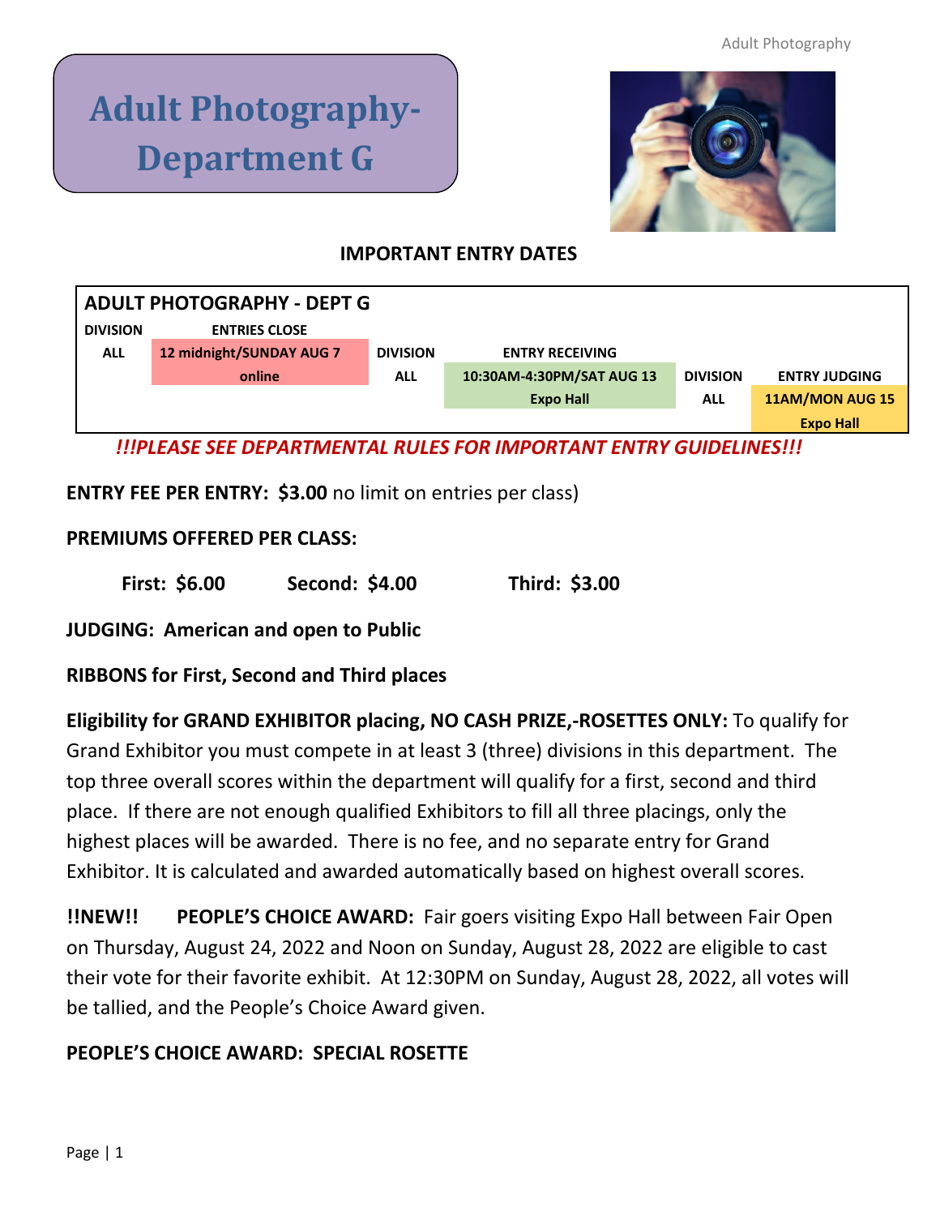# Adult Photography- Department G

**IMPORTANT ENTRY DATES**

| ADULT PHOTOGRAPHY - DEPT G | | | | | |
|---|---|---|---|---|---|
| **DIVISION** | **ENTRIES CLOSE** | **DIVISION** | **ENTRY RECEIVING** | **DIVISION** | **ENTRY JUDGING** |
| **ALL** | **12 midnight/SUNDAY AUG 7 online** | **ALL** | **10:30AM-4:30PM/SAT AUG 13 Expo Hall** | **ALL** | **11AM/MON AUG 15 Expo Hall** |

***!!!PLEASE SEE DEPARTMENTAL RULES FOR IMPORTANT ENTRY GUIDELINES!!!***

**ENTRY FEE PER ENTRY: $3.00** no limit on entries per class)

**PREMIUMS OFFERED PER CLASS:**

**First: $6.00** **Second: $4.00** **Third: $3.00**

**JUDGING: American and open to Public**

**RIBBONS for First, Second and Third places**

**Eligibility for GRAND EXHIBITOR placing, NO CASH PRIZE,-ROSETTES ONLY:** To qualify for Grand Exhibitor you must compete in at least 3 (three) divisions in this department. The top three overall scores within the department will qualify for a first, second and third place. If there are not enough qualified Exhibitors to fill all three placings, only the highest places will be awarded. There is no fee, and no separate entry for Grand Exhibitor. It is calculated and awarded automatically based on highest overall scores.

**!!NEW!!** **PEOPLE'S CHOICE AWARD:** Fair goers visiting Expo Hall between Fair Open on Thursday, August 24, 2022 and Noon on Sunday, August 28, 2022 are eligible to cast their vote for their favorite exhibit. At 12:30PM on Sunday, August 28, 2022, all votes will be tallied, and the People's Choice Award given.

**PEOPLE'S CHOICE AWARD: SPECIAL ROSETTE**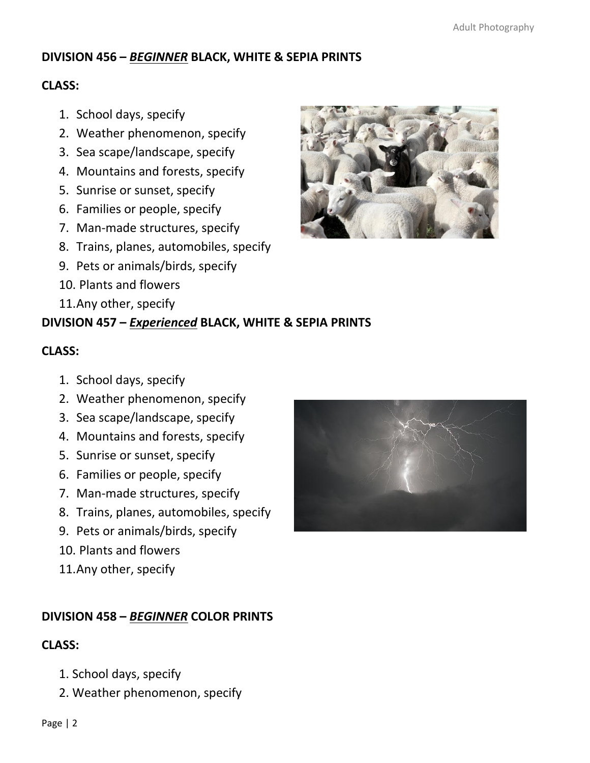## DIVISION 456 – ***BEGINNER*** BLACK, WHITE & SEPIA PRINTS

**CLASS:**

1. School days, specify
2. Weather phenomenon, specify
3. Sea scape/landscape, specify
4. Mountains and forests, specify
5. Sunrise or sunset, specify
6. Families or people, specify
7. Man-made structures, specify
8. Trains, planes, automobiles, specify
9. Pets or animals/birds, specify
10. Plants and flowers
11. Any other, specify

## DIVISION 457 – ***Experienced*** BLACK, WHITE & SEPIA PRINTS

**CLASS:**

1. School days, specify
2. Weather phenomenon, specify
3. Sea scape/landscape, specify
4. Mountains and forests, specify
5. Sunrise or sunset, specify
6. Families or people, specify
7. Man-made structures, specify
8. Trains, planes, automobiles, specify
9. Pets or animals/birds, specify
10. Plants and flowers
11. Any other, specify

## DIVISION 458 – ***BEGINNER*** COLOR PRINTS

**CLASS:**

1. School days, specify
2. Weather phenomenon, specify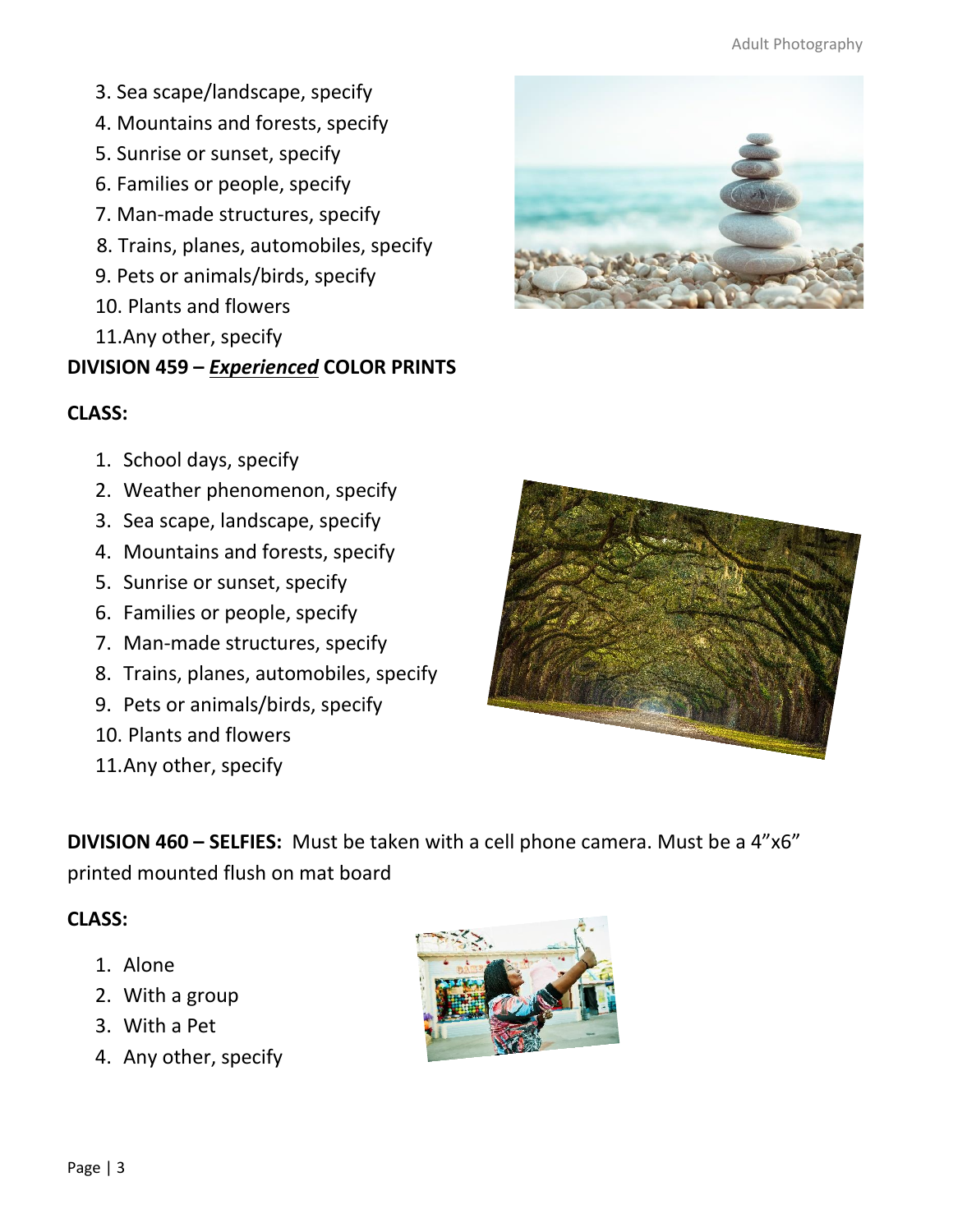3. Sea scape/landscape, specify
4. Mountains and forests, specify
5. Sunrise or sunset, specify
6. Families or people, specify
7. Man-made structures, specify
8. Trains, planes, automobiles, specify
9. Pets or animals/birds, specify
10. Plants and flowers
11. Any other, specify

**DIVISION 459 – *Experienced* COLOR PRINTS**

**CLASS:**

1. School days, specify
2. Weather phenomenon, specify
3. Sea scape, landscape, specify
4. Mountains and forests, specify
5. Sunrise or sunset, specify
6. Families or people, specify
7. Man-made structures, specify
8. Trains, planes, automobiles, specify
9. Pets or animals/birds, specify
10. Plants and flowers
11. Any other, specify

**DIVISION 460 – SELFIES:** Must be taken with a cell phone camera. Must be a 4"x6" printed mounted flush on mat board

**CLASS:**

1. Alone
2. With a group
3. With a Pet
4. Any other, specify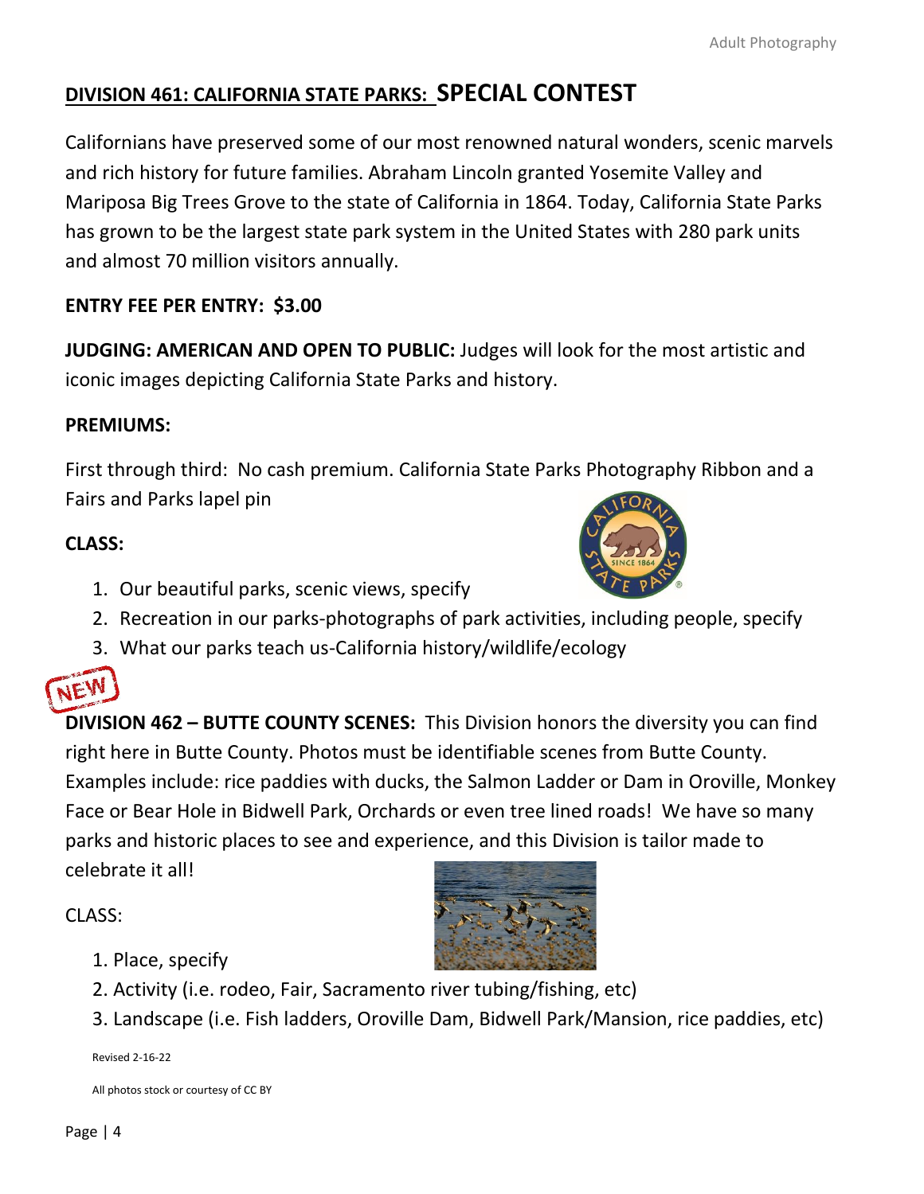## DIVISION 461: CALIFORNIA STATE PARKS: SPECIAL CONTEST

Californians have preserved some of our most renowned natural wonders, scenic marvels and rich history for future families. Abraham Lincoln granted Yosemite Valley and Mariposa Big Trees Grove to the state of California in 1864. Today, California State Parks has grown to be the largest state park system in the United States with 280 park units and almost 70 million visitors annually.

**ENTRY FEE PER ENTRY: $3.00**

**JUDGING: AMERICAN AND OPEN TO PUBLIC:** Judges will look for the most artistic and iconic images depicting California State Parks and history.

**PREMIUMS:**

First through third: No cash premium. California State Parks Photography Ribbon and a Fairs and Parks lapel pin

**CLASS:**

1. Our beautiful parks, scenic views, specify
2. Recreation in our parks-photographs of park activities, including people, specify
3. What our parks teach us-California history/wildlife/ecology

NEW

**DIVISION 462 – BUTTE COUNTY SCENES:** This Division honors the diversity you can find right here in Butte County. Photos must be identifiable scenes from Butte County. Examples include: rice paddies with ducks, the Salmon Ladder or Dam in Oroville, Monkey Face or Bear Hole in Bidwell Park, Orchards or even tree lined roads! We have so many parks and historic places to see and experience, and this Division is tailor made to celebrate it all!

CLASS:

1. Place, specify
2. Activity (i.e. rodeo, Fair, Sacramento river tubing/fishing, etc)
3. Landscape (i.e. Fish ladders, Oroville Dam, Bidwell Park/Mansion, rice paddies, etc)

Revised 2-16-22

All photos stock or courtesy of CC BY